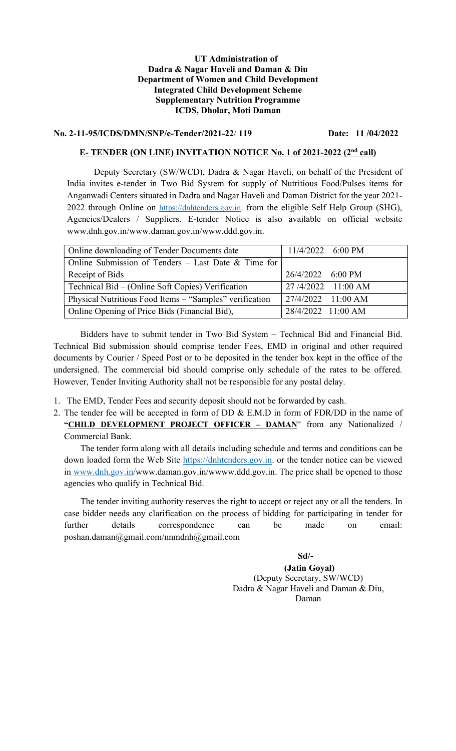**UT Administration of**
**Dadra & Nagar Haveli and Daman & Diu**
**Department of Women and Child Development**
**Integrated Child Development Scheme**
**Supplementary Nutrition Programme**
**ICDS, Dholar, Moti Daman**

**No. 2-11-95/ICDS/DMN/SNP/e-Tender/2021-22/ 119** **Date: 11 /04/2022**

**E- TENDER (ON LINE) INVITATION NOTICE No. 1 of 2021-2022 (2nd call)**

Deputy Secretary (SW/WCD), Dadra & Nagar Haveli, on behalf of the President of India invites e-tender in Two Bid System for supply of Nutritious Food/Pulses items for Anganwadi Centers situated in Dadra and Nagar Haveli and Daman District for the year 2021-2022 through Online on https://dnhtenders.gov.in. from the eligible Self Help Group (SHG), Agencies/Dealers / Suppliers. E-tender Notice is also available on official website www.dnh.gov.in/www.daman.gov.in/www.ddd.gov.in.

| | |
|---|---|
| Online downloading of Tender Documents date | 11/4/2022 6:00 PM |
| Online Submission of Tenders – Last Date & Time for Receipt of Bids | 26/4/2022 6:00 PM |
| Technical Bid – (Online Soft Copies) Verification | 27 /4/2022 11:00 AM |
| Physical Nutritious Food Items – "Samples" verification | 27/4/2022 11:00 AM |
| Online Opening of Price Bids (Financial Bid), | 28/4/2022 11:00 AM |

Bidders have to submit tender in Two Bid System – Technical Bid and Financial Bid. Technical Bid submission should comprise tender Fees, EMD in original and other required documents by Courier / Speed Post or to be deposited in the tender box kept in the office of the undersigned. The commercial bid should comprise only schedule of the rates to be offered. However, Tender Inviting Authority shall not be responsible for any postal delay.

1. The EMD, Tender Fees and security deposit should not be forwarded by cash.
2. The tender fee will be accepted in form of DD & E.M.D in form of FDR/DD in the name of "**CHILD DEVELOPMENT PROJECT OFFICER – DAMAN**" from any Nationalized / Commercial Bank.

The tender form along with all details including schedule and terms and conditions can be down loaded form the Web Site https://dnhtenders.gov.in. or the tender notice can be viewed in www.dnh.gov.in/www.daman.gov.in/wwww.ddd.gov.in. The price shall be opened to those agencies who qualify in Technical Bid.

The tender inviting authority reserves the right to accept or reject any or all the tenders. In case bidder needs any clarification on the process of bidding for participating in tender for further details correspondence can be made on email: poshan.daman@gmail.com/nnmdnh@gmail.com

**Sd/-**

**(Jatin Goyal)**
(Deputy Secretary, SW/WCD)
Dadra & Nagar Haveli and Daman & Diu,
Daman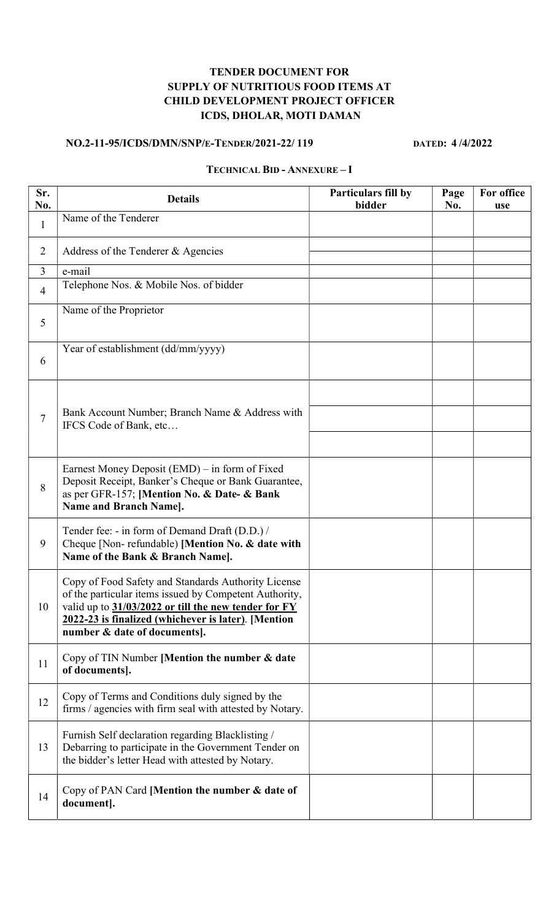**TENDER DOCUMENT FOR**
**SUPPLY OF NUTRITIOUS FOOD ITEMS AT**
**CHILD DEVELOPMENT PROJECT OFFICER**
**ICDS, DHOLAR, MOTI DAMAN**

**NO.2-11-95/ICDS/DMN/SNP/E-TENDER/2021-22/ 119** **DATED: 4 /4/2022**

**TECHNICAL BID - ANNEXURE – I**

| Sr. No. | Details | Particulars fill by bidder | Page No. | For office use |
|---|---|---|---|---|
| 1 | Name of the Tenderer | | | |
| 2 | Address of the Tenderer & Agencies | | | |
| 3 | e-mail | | | |
| 4 | Telephone Nos. & Mobile Nos. of bidder | | | |
| 5 | Name of the Proprietor | | | |
| 6 | Year of establishment (dd/mm/yyyy) | | | |
| 7 | Bank Account Number; Branch Name & Address with IFCS Code of Bank, etc… | | | |
| 8 | Earnest Money Deposit (EMD) – in form of Fixed Deposit Receipt, Banker's Cheque or Bank Guarantee, as per GFR-157; **[Mention No. & Date- & Bank Name and Branch Name].** | | | |
| 9 | Tender fee: - in form of Demand Draft (D.D.) / Cheque [Non- refundable) **[Mention No. & date with Name of the Bank & Branch Name].** | | | |
| 10 | Copy of Food Safety and Standards Authority License of the particular items issued by Competent Authority, valid up to **31/03/2022 or till the new tender for FY 2022-23 is finalized (whichever is later)**. **[Mention number & date of documents].** | | | |
| 11 | Copy of TIN Number **[Mention the number & date of documents].** | | | |
| 12 | Copy of Terms and Conditions duly signed by the firms / agencies with firm seal with attested by Notary. | | | |
| 13 | Furnish Self declaration regarding Blacklisting / Debarring to participate in the Government Tender on the bidder's letter Head with attested by Notary. | | | |
| 14 | Copy of PAN Card **[Mention the number & date of document].** | | | |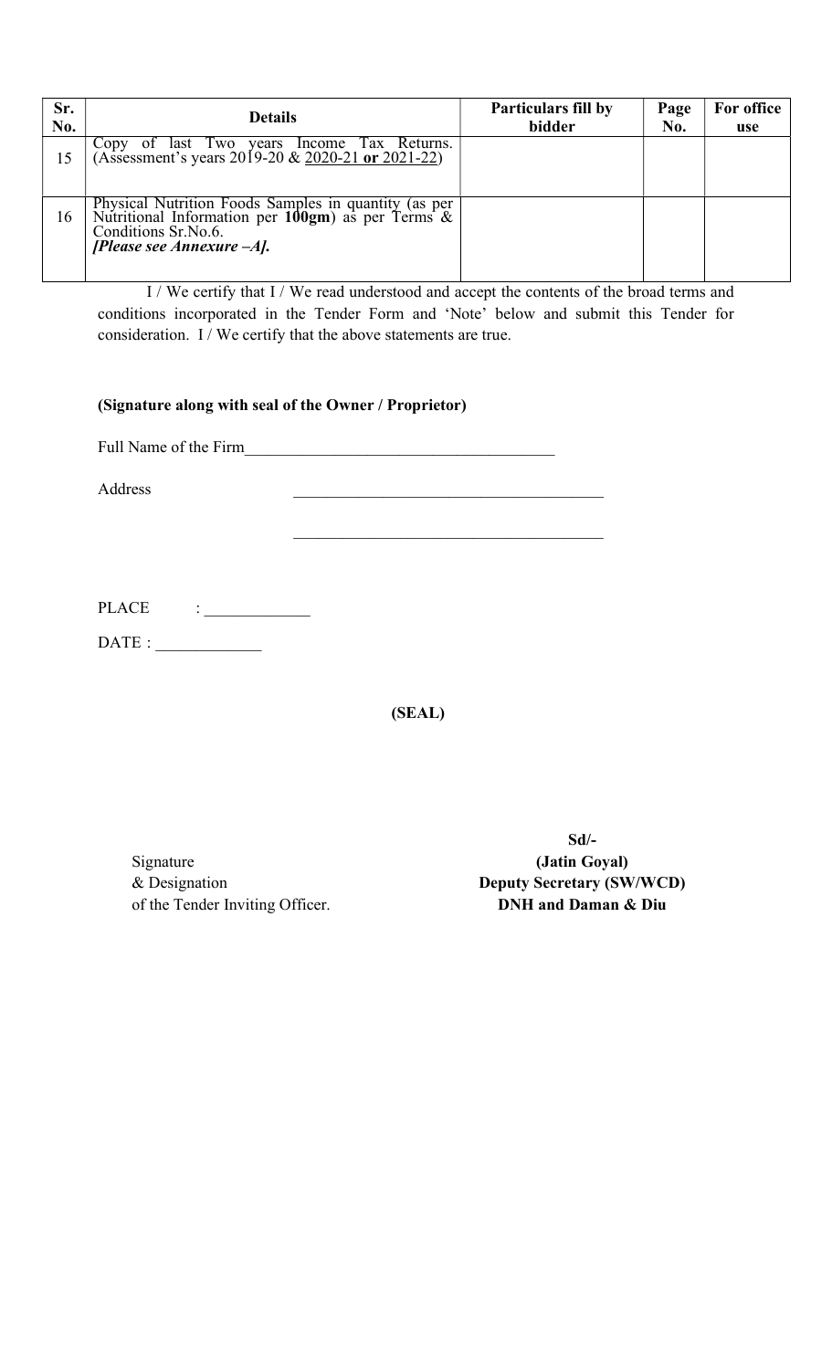| Sr. No. | Details | Particulars fill by bidder | Page No. | For office use |
|---|---|---|---|---|
| 15 | Copy of last Two years Income Tax Returns. (Assessment's years 2019-20 & 2020-21 **or** 2021-22) | | | |
| 16 | Physical Nutrition Foods Samples in quantity (as per Nutritional Information per **100gm**) as per Terms & Conditions Sr.No.6. ***[Please see Annexure –A].*** | | | |

I / We certify that I / We read understood and accept the contents of the broad terms and conditions incorporated in the Tender Form and 'Note' below and submit this Tender for consideration. I / We certify that the above statements are true.

**(Signature along with seal of the Owner / Proprietor)**

Full Name of the Firm______________________________________

Address ______________________________________

______________________________________

PLACE : _____________

DATE : _____________

**(SEAL)**

Signature
& Designation
of the Tender Inviting Officer.

**Sd/-**
**(Jatin Goyal)**
**Deputy Secretary (SW/WCD)**
**DNH and Daman & Diu**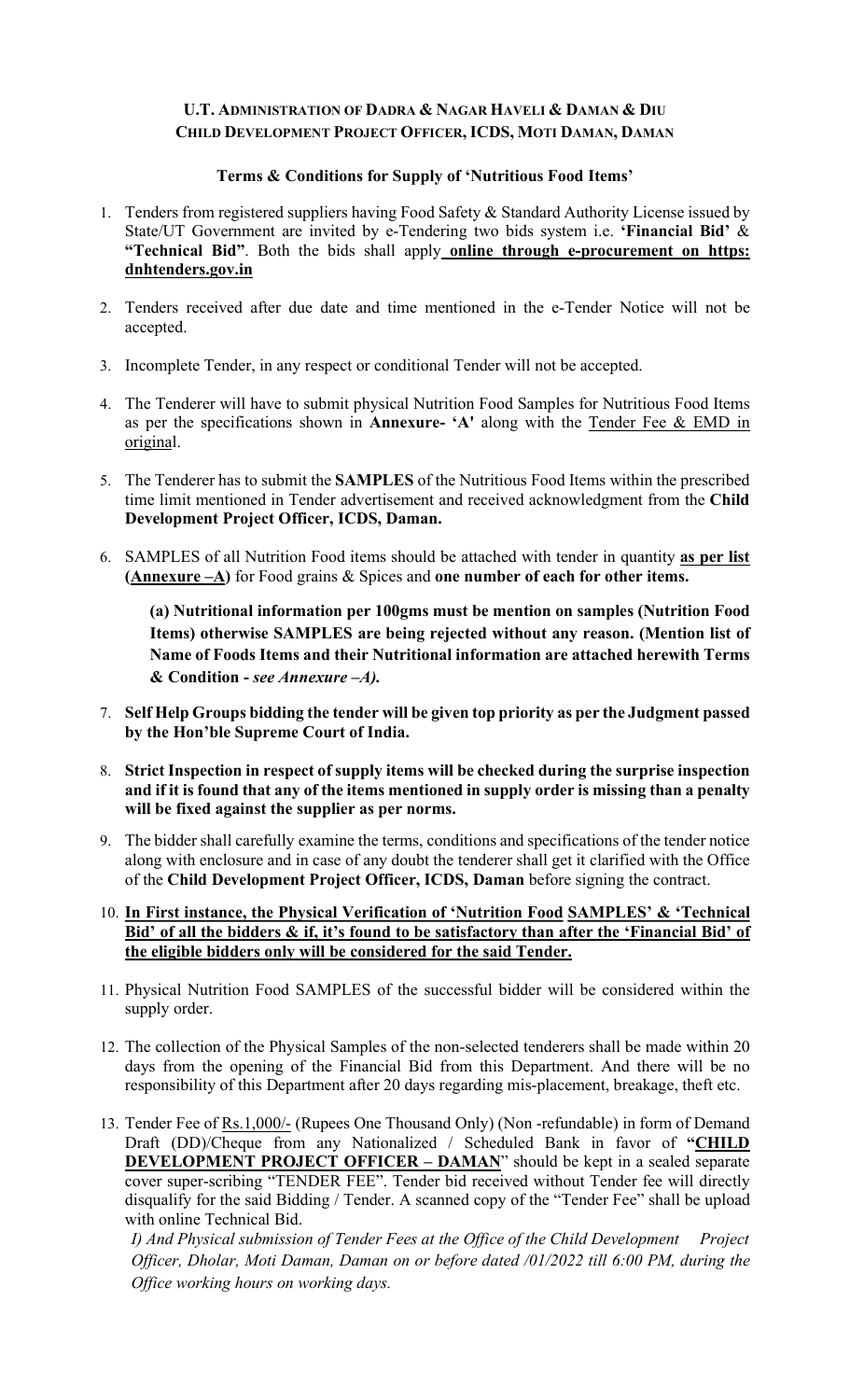**U.T. ADMINISTRATION OF DADRA & NAGAR HAVELI & DAMAN & DIU**
**CHILD DEVELOPMENT PROJECT OFFICER, ICDS, MOTI DAMAN, DAMAN**

**Terms & Conditions for Supply of 'Nutritious Food Items'**

1. Tenders from registered suppliers having Food Safety & Standard Authority License issued by State/UT Government are invited by e-Tendering two bids system i.e. **'Financial Bid'** & **"Technical Bid"**. Both the bids shall apply **online through e-procurement on https: dnhtenders.gov.in**

2. Tenders received after due date and time mentioned in the e-Tender Notice will not be accepted.

3. Incomplete Tender, in any respect or conditional Tender will not be accepted.

4. The Tenderer will have to submit physical Nutrition Food Samples for Nutritious Food Items as per the specifications shown in **Annexure- 'A'** along with the Tender Fee & EMD in original.

5. The Tenderer has to submit the **SAMPLES** of the Nutritious Food Items within the prescribed time limit mentioned in Tender advertisement and received acknowledgment from the **Child Development Project Officer, ICDS, Daman.**

6. SAMPLES of all Nutrition Food items should be attached with tender in quantity **as per list (Annexure –A)** for Food grains & Spices and **one number of each for other items.**

   **(a) Nutritional information per 100gms must be mention on samples (Nutrition Food Items) otherwise SAMPLES are being rejected without any reason. (Mention list of Name of Foods Items and their Nutritional information are attached herewith Terms & Condition -** ***see Annexure –A).***

7. **Self Help Groups bidding the tender will be given top priority as per the Judgment passed by the Hon'ble Supreme Court of India.**

8. **Strict Inspection in respect of supply items will be checked during the surprise inspection and if it is found that any of the items mentioned in supply order is missing than a penalty will be fixed against the supplier as per norms.**

9. The bidder shall carefully examine the terms, conditions and specifications of the tender notice along with enclosure and in case of any doubt the tenderer shall get it clarified with the Office of the **Child Development Project Officer, ICDS, Daman** before signing the contract.

10. **In First instance, the Physical Verification of 'Nutrition Food SAMPLES' & 'Technical Bid' of all the bidders & if, it's found to be satisfactory than after the 'Financial Bid' of the eligible bidders only will be considered for the said Tender.**

11. Physical Nutrition Food SAMPLES of the successful bidder will be considered within the supply order.

12. The collection of the Physical Samples of the non-selected tenderers shall be made within 20 days from the opening of the Financial Bid from this Department. And there will be no responsibility of this Department after 20 days regarding mis-placement, breakage, theft etc.

13. Tender Fee of Rs.1,000/- (Rupees One Thousand Only) (Non -refundable) in form of Demand Draft (DD)/Cheque from any Nationalized / Scheduled Bank in favor of **"CHILD DEVELOPMENT PROJECT OFFICER – DAMAN"** should be kept in a sealed separate cover super-scribing "TENDER FEE". Tender bid received without Tender fee will directly disqualify for the said Bidding / Tender. A scanned copy of the "Tender Fee" shall be upload with online Technical Bid.

    *I) And Physical submission of Tender Fees at the Office of the Child Development Project Officer, Dholar, Moti Daman, Daman on or before dated /01/2022 till 6:00 PM, during the Office working hours on working days.*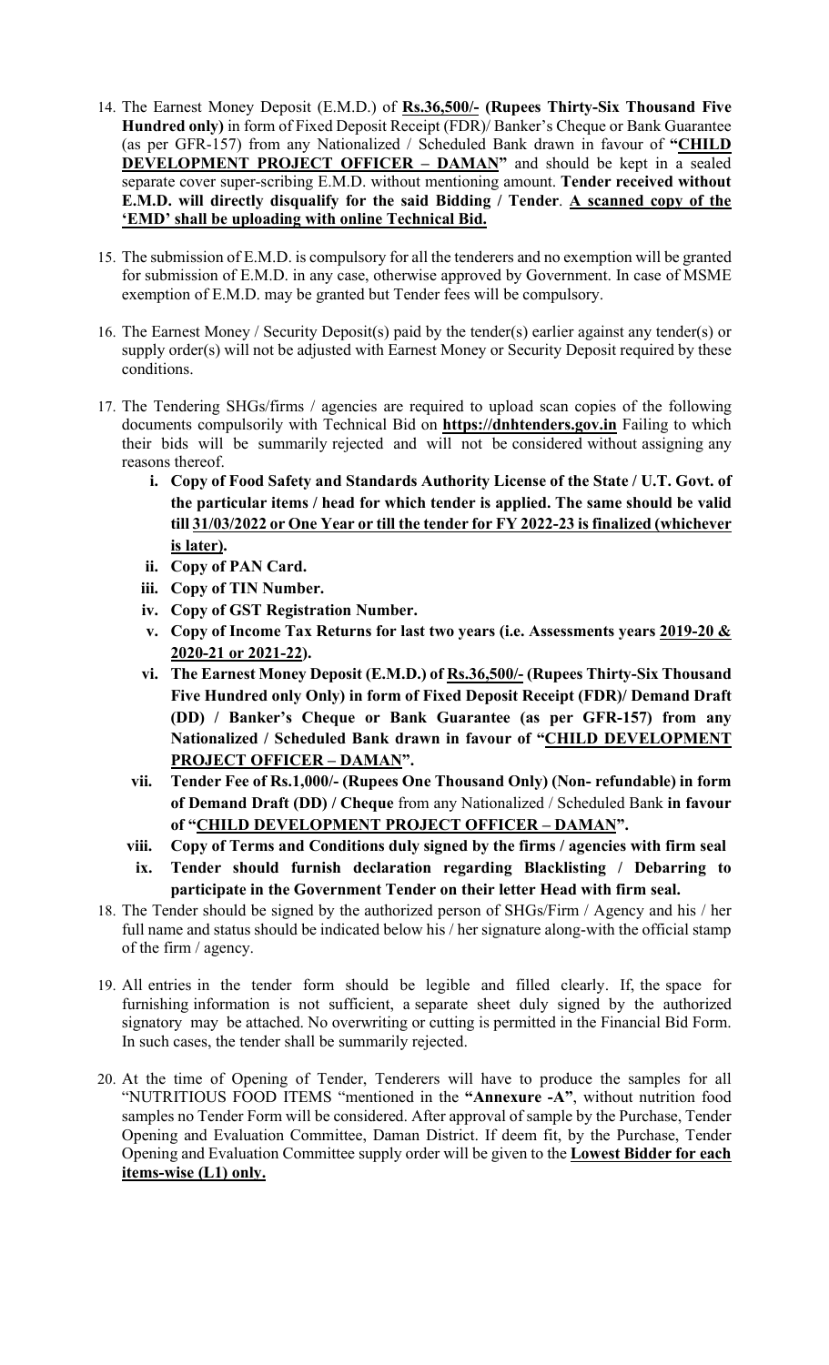14. The Earnest Money Deposit (E.M.D.) of **Rs.36,500/- (Rupees Thirty-Six Thousand Five Hundred only)** in form of Fixed Deposit Receipt (FDR)/ Banker's Cheque or Bank Guarantee (as per GFR-157) from any Nationalized / Scheduled Bank drawn in favour of **"CHILD DEVELOPMENT PROJECT OFFICER – DAMAN"** and should be kept in a sealed separate cover super-scribing E.M.D. without mentioning amount. **Tender received without E.M.D. will directly disqualify for the said Bidding / Tender**. **A scanned copy of the 'EMD' shall be uploading with online Technical Bid.**

15. The submission of E.M.D. is compulsory for all the tenderers and no exemption will be granted for submission of E.M.D. in any case, otherwise approved by Government. In case of MSME exemption of E.M.D. may be granted but Tender fees will be compulsory.

16. The Earnest Money / Security Deposit(s) paid by the tender(s) earlier against any tender(s) or supply order(s) will not be adjusted with Earnest Money or Security Deposit required by these conditions.

17. The Tendering SHGs/firms / agencies are required to upload scan copies of the following documents compulsorily with Technical Bid on **https://dnhtenders.gov.in** Failing to which their bids will be summarily rejected and will not be considered without assigning any reasons thereof.
    i. **Copy of Food Safety and Standards Authority License of the State / U.T. Govt. of the particular items / head for which tender is applied. The same should be valid till 31/03/2022 or One Year or till the tender for FY 2022-23 is finalized (whichever is later).**
    ii. **Copy of PAN Card.**
    iii. **Copy of TIN Number.**
    iv. **Copy of GST Registration Number.**
    v. **Copy of Income Tax Returns for last two years (i.e. Assessments years 2019-20 & 2020-21 or 2021-22).**
    vi. **The Earnest Money Deposit (E.M.D.) of Rs.36,500/- (Rupees Thirty-Six Thousand Five Hundred only Only) in form of Fixed Deposit Receipt (FDR)/ Demand Draft (DD) / Banker's Cheque or Bank Guarantee (as per GFR-157) from any Nationalized / Scheduled Bank drawn in favour of "CHILD DEVELOPMENT PROJECT OFFICER – DAMAN".**
    vii. **Tender Fee of Rs.1,000/- (Rupees One Thousand Only) (Non- refundable) in form of Demand Draft (DD) / Cheque** from any Nationalized / Scheduled Bank **in favour of "CHILD DEVELOPMENT PROJECT OFFICER – DAMAN".**
    viii. **Copy of Terms and Conditions duly signed by the firms / agencies with firm seal**
    ix. **Tender should furnish declaration regarding Blacklisting / Debarring to participate in the Government Tender on their letter Head with firm seal.**

18. The Tender should be signed by the authorized person of SHGs/Firm / Agency and his / her full name and status should be indicated below his / her signature along-with the official stamp of the firm / agency.

19. All entries in the tender form should be legible and filled clearly. If, the space for furnishing information is not sufficient, a separate sheet duly signed by the authorized signatory may be attached. No overwriting or cutting is permitted in the Financial Bid Form. In such cases, the tender shall be summarily rejected.

20. At the time of Opening of Tender, Tenderers will have to produce the samples for all "NUTRITIOUS FOOD ITEMS "mentioned in the **"Annexure -A"**, without nutrition food samples no Tender Form will be considered. After approval of sample by the Purchase, Tender Opening and Evaluation Committee, Daman District. If deem fit, by the Purchase, Tender Opening and Evaluation Committee supply order will be given to the **Lowest Bidder for each items-wise (L1) only.**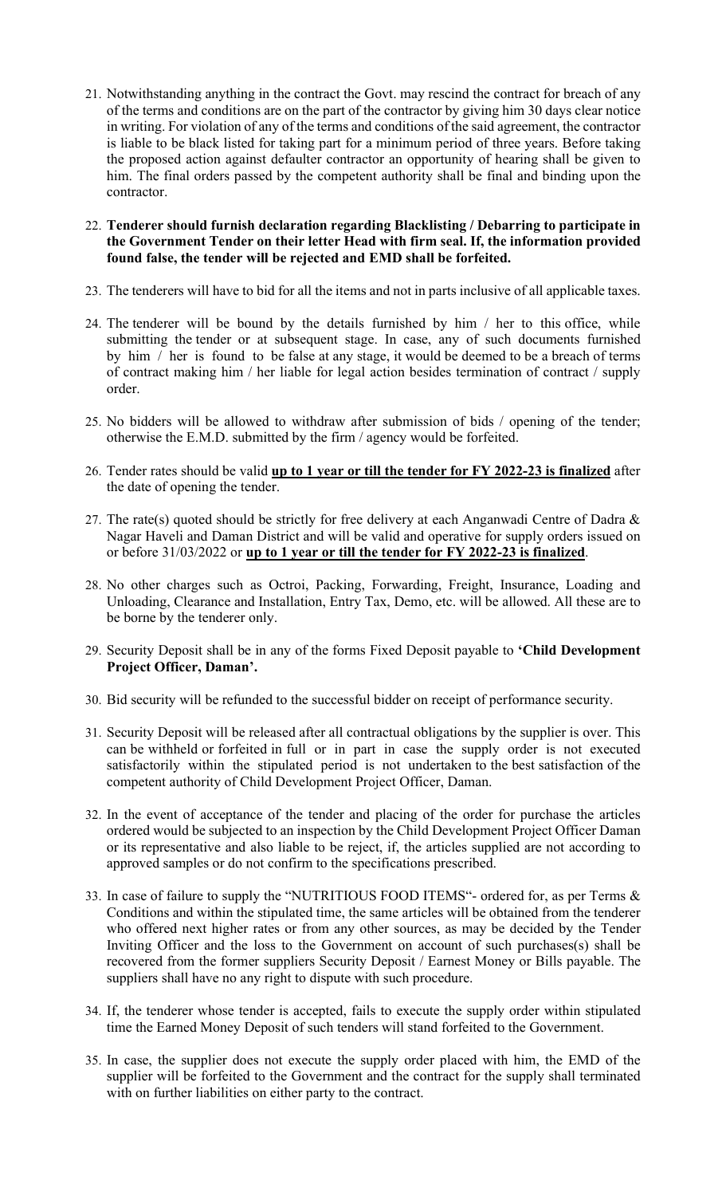21. Notwithstanding anything in the contract the Govt. may rescind the contract for breach of any of the terms and conditions are on the part of the contractor by giving him 30 days clear notice in writing. For violation of any of the terms and conditions of the said agreement, the contractor is liable to be black listed for taking part for a minimum period of three years. Before taking the proposed action against defaulter contractor an opportunity of hearing shall be given to him. The final orders passed by the competent authority shall be final and binding upon the contractor.

22. **Tenderer should furnish declaration regarding Blacklisting / Debarring to participate in the Government Tender on their letter Head with firm seal. If, the information provided found false, the tender will be rejected and EMD shall be forfeited.**

23. The tenderers will have to bid for all the items and not in parts inclusive of all applicable taxes.

24. The tenderer will be bound by the details furnished by him / her to this office, while submitting the tender or at subsequent stage. In case, any of such documents furnished by him / her is found to be false at any stage, it would be deemed to be a breach of terms of contract making him / her liable for legal action besides termination of contract / supply order.

25. No bidders will be allowed to withdraw after submission of bids / opening of the tender; otherwise the E.M.D. submitted by the firm / agency would be forfeited.

26. Tender rates should be valid **<u>up to 1 year or till the tender for FY 2022-23 is finalized</u>** after the date of opening the tender.

27. The rate(s) quoted should be strictly for free delivery at each Anganwadi Centre of Dadra & Nagar Haveli and Daman District and will be valid and operative for supply orders issued on or before 31/03/2022 or **<u>up to 1 year or till the tender for FY 2022-23 is finalized</u>**.

28. No other charges such as Octroi, Packing, Forwarding, Freight, Insurance, Loading and Unloading, Clearance and Installation, Entry Tax, Demo, etc. will be allowed. All these are to be borne by the tenderer only.

29. Security Deposit shall be in any of the forms Fixed Deposit payable to **'Child Development Project Officer, Daman'.**

30. Bid security will be refunded to the successful bidder on receipt of performance security.

31. Security Deposit will be released after all contractual obligations by the supplier is over. This can be withheld or forfeited in full or in part in case the supply order is not executed satisfactorily within the stipulated period is not undertaken to the best satisfaction of the competent authority of Child Development Project Officer, Daman.

32. In the event of acceptance of the tender and placing of the order for purchase the articles ordered would be subjected to an inspection by the Child Development Project Officer Daman or its representative and also liable to be reject, if, the articles supplied are not according to approved samples or do not confirm to the specifications prescribed.

33. In case of failure to supply the "NUTRITIOUS FOOD ITEMS"- ordered for, as per Terms & Conditions and within the stipulated time, the same articles will be obtained from the tenderer who offered next higher rates or from any other sources, as may be decided by the Tender Inviting Officer and the loss to the Government on account of such purchases(s) shall be recovered from the former suppliers Security Deposit / Earnest Money or Bills payable. The suppliers shall have no any right to dispute with such procedure.

34. If, the tenderer whose tender is accepted, fails to execute the supply order within stipulated time the Earned Money Deposit of such tenders will stand forfeited to the Government.

35. In case, the supplier does not execute the supply order placed with him, the EMD of the supplier will be forfeited to the Government and the contract for the supply shall terminated with on further liabilities on either party to the contract.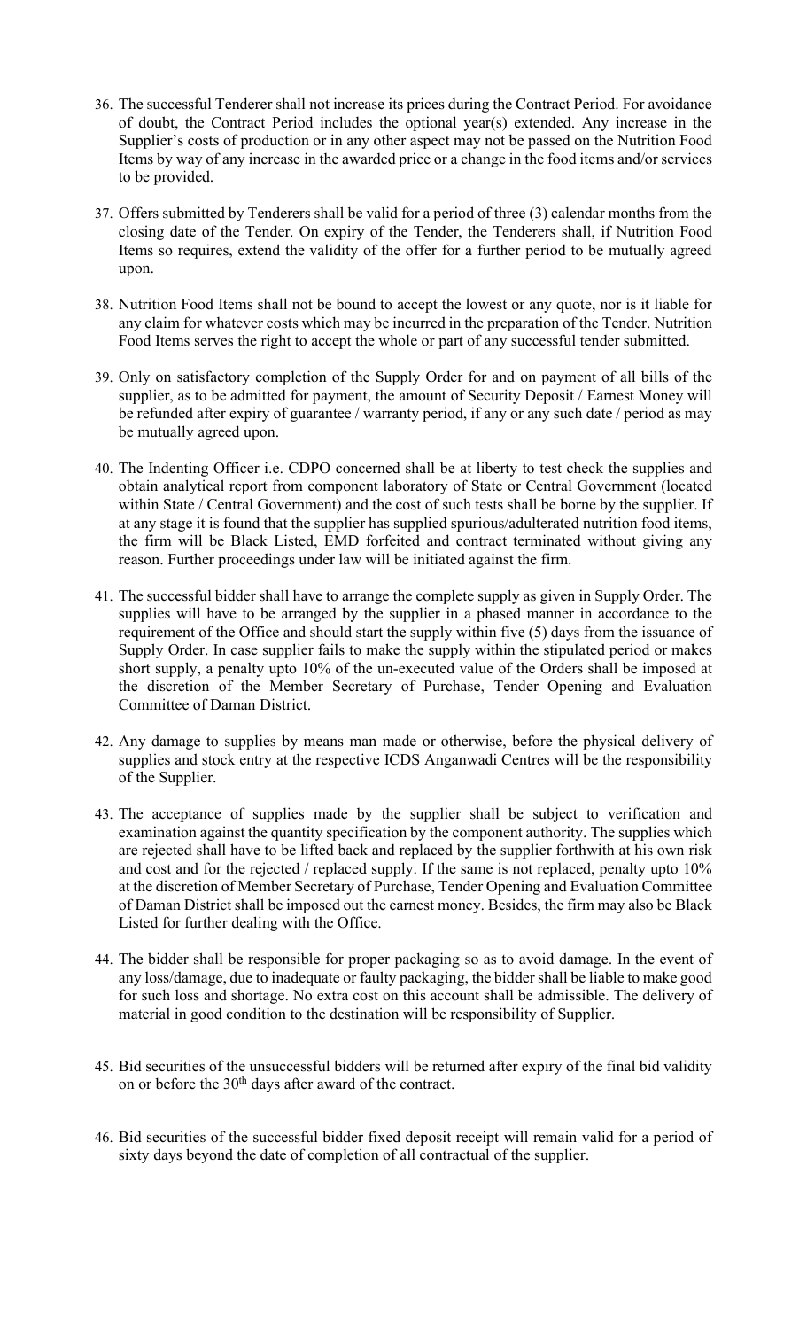36. The successful Tenderer shall not increase its prices during the Contract Period. For avoidance of doubt, the Contract Period includes the optional year(s) extended. Any increase in the Supplier's costs of production or in any other aspect may not be passed on the Nutrition Food Items by way of any increase in the awarded price or a change in the food items and/or services to be provided.

37. Offers submitted by Tenderers shall be valid for a period of three (3) calendar months from the closing date of the Tender. On expiry of the Tender, the Tenderers shall, if Nutrition Food Items so requires, extend the validity of the offer for a further period to be mutually agreed upon.

38. Nutrition Food Items shall not be bound to accept the lowest or any quote, nor is it liable for any claim for whatever costs which may be incurred in the preparation of the Tender. Nutrition Food Items serves the right to accept the whole or part of any successful tender submitted.

39. Only on satisfactory completion of the Supply Order for and on payment of all bills of the supplier, as to be admitted for payment, the amount of Security Deposit / Earnest Money will be refunded after expiry of guarantee / warranty period, if any or any such date / period as may be mutually agreed upon.

40. The Indenting Officer i.e. CDPO concerned shall be at liberty to test check the supplies and obtain analytical report from component laboratory of State or Central Government (located within State / Central Government) and the cost of such tests shall be borne by the supplier. If at any stage it is found that the supplier has supplied spurious/adulterated nutrition food items, the firm will be Black Listed, EMD forfeited and contract terminated without giving any reason. Further proceedings under law will be initiated against the firm.

41. The successful bidder shall have to arrange the complete supply as given in Supply Order. The supplies will have to be arranged by the supplier in a phased manner in accordance to the requirement of the Office and should start the supply within five (5) days from the issuance of Supply Order. In case supplier fails to make the supply within the stipulated period or makes short supply, a penalty upto 10% of the un-executed value of the Orders shall be imposed at the discretion of the Member Secretary of Purchase, Tender Opening and Evaluation Committee of Daman District.

42. Any damage to supplies by means man made or otherwise, before the physical delivery of supplies and stock entry at the respective ICDS Anganwadi Centres will be the responsibility of the Supplier.

43. The acceptance of supplies made by the supplier shall be subject to verification and examination against the quantity specification by the component authority. The supplies which are rejected shall have to be lifted back and replaced by the supplier forthwith at his own risk and cost and for the rejected / replaced supply. If the same is not replaced, penalty upto 10% at the discretion of Member Secretary of Purchase, Tender Opening and Evaluation Committee of Daman District shall be imposed out the earnest money. Besides, the firm may also be Black Listed for further dealing with the Office.

44. The bidder shall be responsible for proper packaging so as to avoid damage. In the event of any loss/damage, due to inadequate or faulty packaging, the bidder shall be liable to make good for such loss and shortage. No extra cost on this account shall be admissible. The delivery of material in good condition to the destination will be responsibility of Supplier.

45. Bid securities of the unsuccessful bidders will be returned after expiry of the final bid validity on or before the 30th days after award of the contract.

46. Bid securities of the successful bidder fixed deposit receipt will remain valid for a period of sixty days beyond the date of completion of all contractual of the supplier.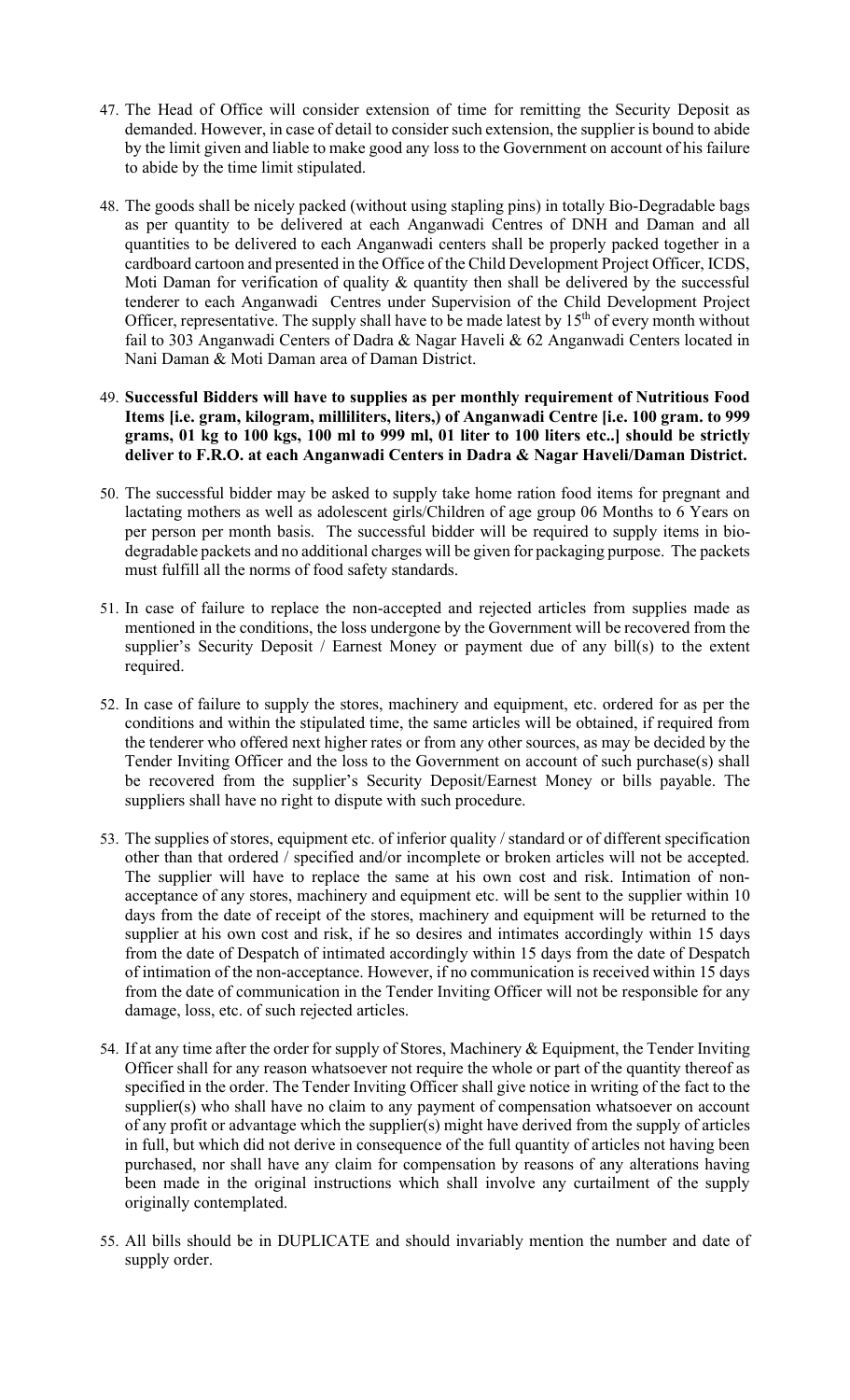47. The Head of Office will consider extension of time for remitting the Security Deposit as demanded. However, in case of detail to consider such extension, the supplier is bound to abide by the limit given and liable to make good any loss to the Government on account of his failure to abide by the time limit stipulated.

48. The goods shall be nicely packed (without using stapling pins) in totally Bio-Degradable bags as per quantity to be delivered at each Anganwadi Centres of DNH and Daman and all quantities to be delivered to each Anganwadi centers shall be properly packed together in a cardboard cartoon and presented in the Office of the Child Development Project Officer, ICDS, Moti Daman for verification of quality & quantity then shall be delivered by the successful tenderer to each Anganwadi Centres under Supervision of the Child Development Project Officer, representative. The supply shall have to be made latest by 15th of every month without fail to 303 Anganwadi Centers of Dadra & Nagar Haveli & 62 Anganwadi Centers located in Nani Daman & Moti Daman area of Daman District.

49. **Successful Bidders will have to supplies as per monthly requirement of Nutritious Food Items [i.e. gram, kilogram, milliliters, liters,) of Anganwadi Centre [i.e. 100 gram. to 999 grams, 01 kg to 100 kgs, 100 ml to 999 ml, 01 liter to 100 liters etc..] should be strictly deliver to F.R.O. at each Anganwadi Centers in Dadra & Nagar Haveli/Daman District.**

50. The successful bidder may be asked to supply take home ration food items for pregnant and lactating mothers as well as adolescent girls/Children of age group 06 Months to 6 Years on per person per month basis. The successful bidder will be required to supply items in bio-degradable packets and no additional charges will be given for packaging purpose. The packets must fulfill all the norms of food safety standards.

51. In case of failure to replace the non-accepted and rejected articles from supplies made as mentioned in the conditions, the loss undergone by the Government will be recovered from the supplier's Security Deposit / Earnest Money or payment due of any bill(s) to the extent required.

52. In case of failure to supply the stores, machinery and equipment, etc. ordered for as per the conditions and within the stipulated time, the same articles will be obtained, if required from the tenderer who offered next higher rates or from any other sources, as may be decided by the Tender Inviting Officer and the loss to the Government on account of such purchase(s) shall be recovered from the supplier's Security Deposit/Earnest Money or bills payable. The suppliers shall have no right to dispute with such procedure.

53. The supplies of stores, equipment etc. of inferior quality / standard or of different specification other than that ordered / specified and/or incomplete or broken articles will not be accepted. The supplier will have to replace the same at his own cost and risk. Intimation of non-acceptance of any stores, machinery and equipment etc. will be sent to the supplier within 10 days from the date of receipt of the stores, machinery and equipment will be returned to the supplier at his own cost and risk, if he so desires and intimates accordingly within 15 days from the date of Despatch of intimated accordingly within 15 days from the date of Despatch of intimation of the non-acceptance. However, if no communication is received within 15 days from the date of communication in the Tender Inviting Officer will not be responsible for any damage, loss, etc. of such rejected articles.

54. If at any time after the order for supply of Stores, Machinery & Equipment, the Tender Inviting Officer shall for any reason whatsoever not require the whole or part of the quantity thereof as specified in the order. The Tender Inviting Officer shall give notice in writing of the fact to the supplier(s) who shall have no claim to any payment of compensation whatsoever on account of any profit or advantage which the supplier(s) might have derived from the supply of articles in full, but which did not derive in consequence of the full quantity of articles not having been purchased, nor shall have any claim for compensation by reasons of any alterations having been made in the original instructions which shall involve any curtailment of the supply originally contemplated.

55. All bills should be in DUPLICATE and should invariably mention the number and date of supply order.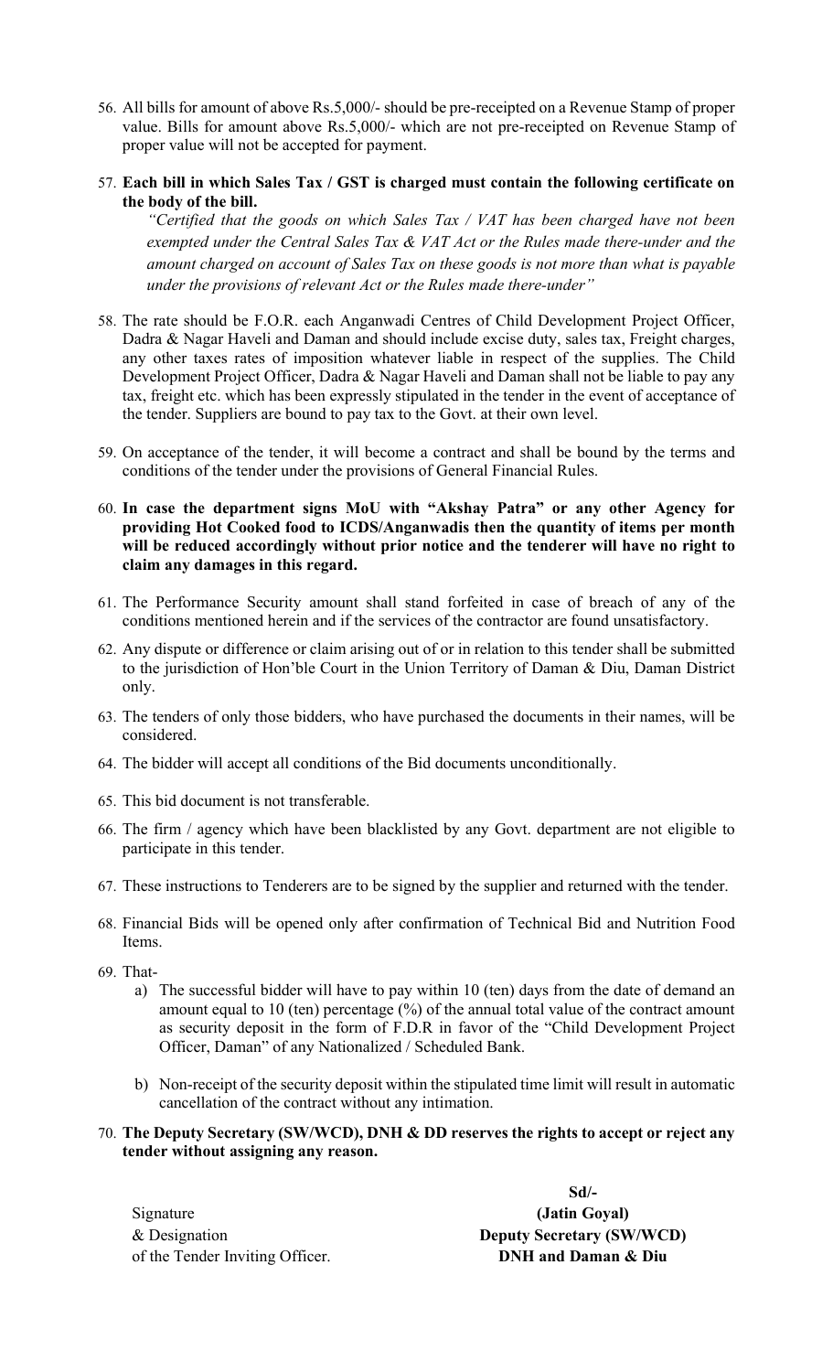56. All bills for amount of above Rs.5,000/- should be pre-receipted on a Revenue Stamp of proper value. Bills for amount above Rs.5,000/- which are not pre-receipted on Revenue Stamp of proper value will not be accepted for payment.

57. **Each bill in which Sales Tax / GST is charged must contain the following certificate on the body of the bill.**

    *"Certified that the goods on which Sales Tax / VAT has been charged have not been exempted under the Central Sales Tax & VAT Act or the Rules made there-under and the amount charged on account of Sales Tax on these goods is not more than what is payable under the provisions of relevant Act or the Rules made there-under"*

58. The rate should be F.O.R. each Anganwadi Centres of Child Development Project Officer, Dadra & Nagar Haveli and Daman and should include excise duty, sales tax, Freight charges, any other taxes rates of imposition whatever liable in respect of the supplies. The Child Development Project Officer, Dadra & Nagar Haveli and Daman shall not be liable to pay any tax, freight etc. which has been expressly stipulated in the tender in the event of acceptance of the tender. Suppliers are bound to pay tax to the Govt. at their own level.

59. On acceptance of the tender, it will become a contract and shall be bound by the terms and conditions of the tender under the provisions of General Financial Rules.

60. **In case the department signs MoU with "Akshay Patra" or any other Agency for providing Hot Cooked food to ICDS/Anganwadis then the quantity of items per month will be reduced accordingly without prior notice and the tenderer will have no right to claim any damages in this regard.**

61. The Performance Security amount shall stand forfeited in case of breach of any of the conditions mentioned herein and if the services of the contractor are found unsatisfactory.

62. Any dispute or difference or claim arising out of or in relation to this tender shall be submitted to the jurisdiction of Hon'ble Court in the Union Territory of Daman & Diu, Daman District only.

63. The tenders of only those bidders, who have purchased the documents in their names, will be considered.

64. The bidder will accept all conditions of the Bid documents unconditionally.

65. This bid document is not transferable.

66. The firm / agency which have been blacklisted by any Govt. department are not eligible to participate in this tender.

67. These instructions to Tenderers are to be signed by the supplier and returned with the tender.

68. Financial Bids will be opened only after confirmation of Technical Bid and Nutrition Food Items.

69. That-
    a) The successful bidder will have to pay within 10 (ten) days from the date of demand an amount equal to 10 (ten) percentage (%) of the annual total value of the contract amount as security deposit in the form of F.D.R in favor of the "Child Development Project Officer, Daman" of any Nationalized / Scheduled Bank.

    b) Non-receipt of the security deposit within the stipulated time limit will result in automatic cancellation of the contract without any intimation.

70. **The Deputy Secretary (SW/WCD), DNH & DD reserves the rights to accept or reject any tender without assigning any reason.**

**Sd/-**

Signature
& Designation
of the Tender Inviting Officer.

**(Jatin Goyal)**
**Deputy Secretary (SW/WCD)**
**DNH and Daman & Diu**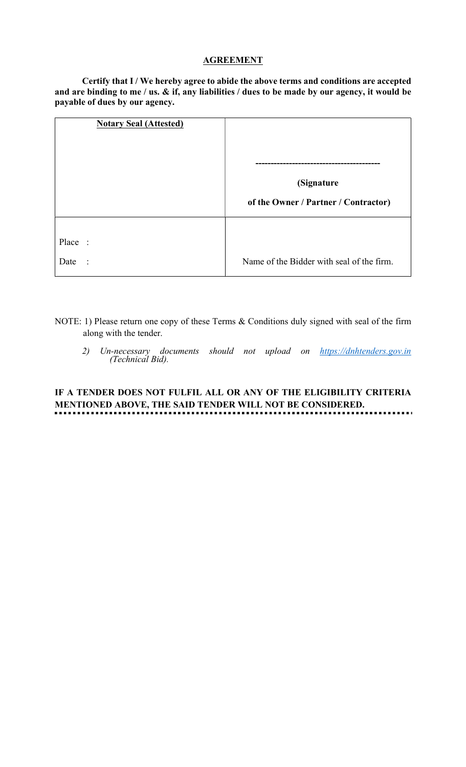## AGREEMENT

**Certify that I / We hereby agree to abide the above terms and conditions are accepted and are binding to me / us. & if, any liabilities / dues to be made by our agency, it would be payable of dues by our agency.**

| **Notary Seal (Attested)** | ------------------------------------------ <br> **(Signature** <br> **of the Owner / Partner / Contractor)** |
|---|---|
| Place : <br> Date : | Name of the Bidder with seal of the firm. |

NOTE: 1) Please return one copy of these Terms & Conditions duly signed with seal of the firm along with the tender.

*2) Un-necessary documents should not upload on [https://dnhtenders.gov.in](https://dnhtenders.gov.in) (Technical Bid).*

**IF A TENDER DOES NOT FULFIL ALL OR ANY OF THE ELIGIBILITY CRITERIA MENTIONED ABOVE, THE SAID TENDER WILL NOT BE CONSIDERED.**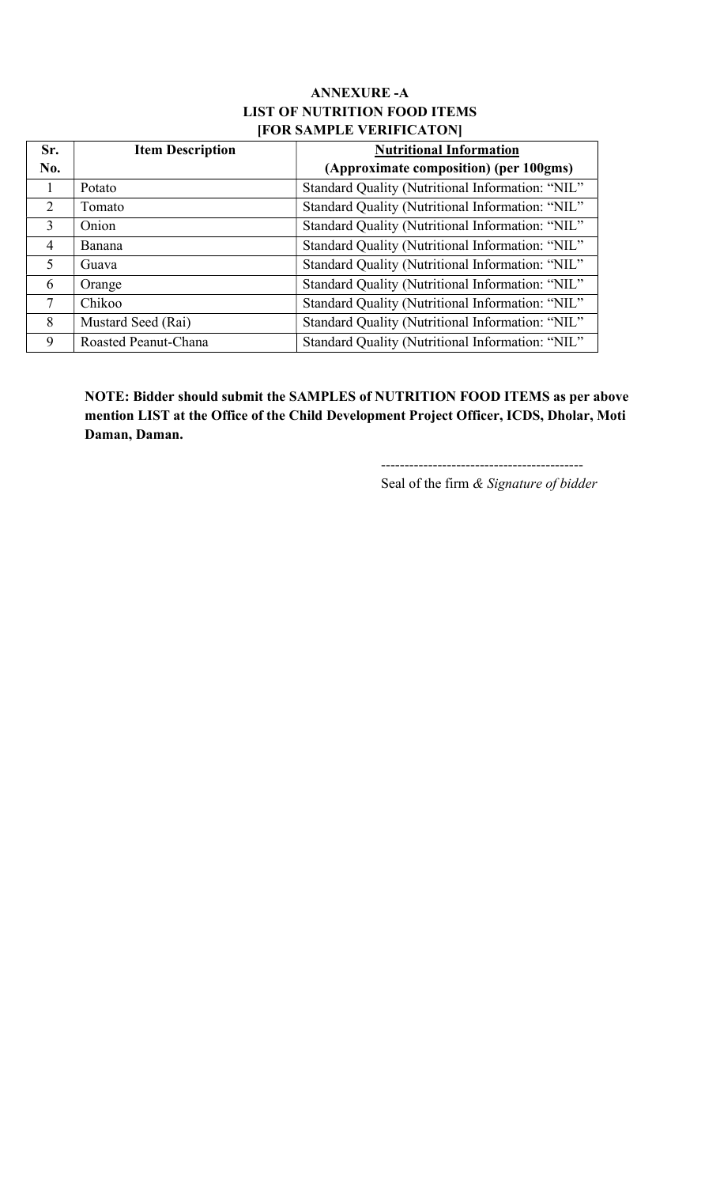# ANNEXURE -A
## LIST OF NUTRITION FOOD ITEMS
## [FOR SAMPLE VERIFICATON]

| Sr. No. | Item Description | Nutritional Information (Approximate composition) (per 100gms) |
|---|---|---|
| 1 | Potato | Standard Quality (Nutritional Information: "NIL" |
| 2 | Tomato | Standard Quality (Nutritional Information: "NIL" |
| 3 | Onion | Standard Quality (Nutritional Information: "NIL" |
| 4 | Banana | Standard Quality (Nutritional Information: "NIL" |
| 5 | Guava | Standard Quality (Nutritional Information: "NIL" |
| 6 | Orange | Standard Quality (Nutritional Information: "NIL" |
| 7 | Chikoo | Standard Quality (Nutritional Information: "NIL" |
| 8 | Mustard Seed (Rai) | Standard Quality (Nutritional Information: "NIL" |
| 9 | Roasted Peanut-Chana | Standard Quality (Nutritional Information: "NIL" |

**NOTE: Bidder should submit the SAMPLES of NUTRITION FOOD ITEMS as per above mention LIST at the Office of the Child Development Project Officer, ICDS, Dholar, Moti Daman, Daman.**

-------------------------------------------

Seal of the firm *& Signature of bidder*